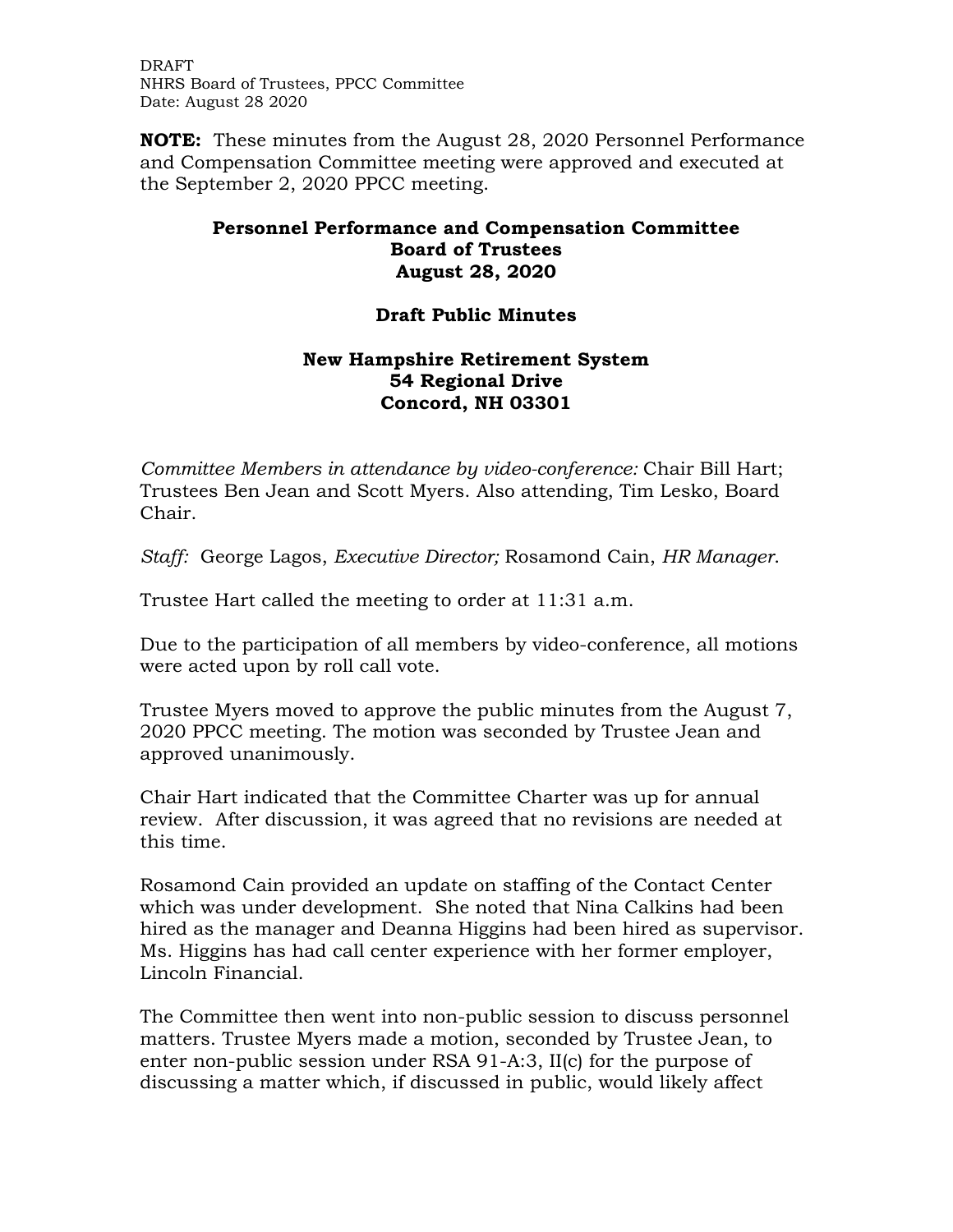DRAFT
NHRS Board of Trustees, PPCC Committee
Date: August 28 2020

**NOTE:** These minutes from the August 28, 2020 Personnel Performance and Compensation Committee meeting were approved and executed at the September 2, 2020 PPCC meeting.

# Personnel Performance and Compensation Committee
# Board of Trustees
# August 28, 2020

## Draft Public Minutes

## New Hampshire Retirement System
## 54 Regional Drive
## Concord, NH 03301

*Committee Members in attendance by video-conference:* Chair Bill Hart; Trustees Ben Jean and Scott Myers. Also attending, Tim Lesko, Board Chair.

*Staff:* George Lagos, *Executive Director;* Rosamond Cain, *HR Manager.*

Trustee Hart called the meeting to order at 11:31 a.m.

Due to the participation of all members by video-conference, all motions were acted upon by roll call vote.

Trustee Myers moved to approve the public minutes from the August 7, 2020 PPCC meeting. The motion was seconded by Trustee Jean and approved unanimously.

Chair Hart indicated that the Committee Charter was up for annual review. After discussion, it was agreed that no revisions are needed at this time.

Rosamond Cain provided an update on staffing of the Contact Center which was under development. She noted that Nina Calkins had been hired as the manager and Deanna Higgins had been hired as supervisor. Ms. Higgins has had call center experience with her former employer, Lincoln Financial.

The Committee then went into non-public session to discuss personnel matters. Trustee Myers made a motion, seconded by Trustee Jean, to enter non-public session under RSA 91-A:3, II(c) for the purpose of discussing a matter which, if discussed in public, would likely affect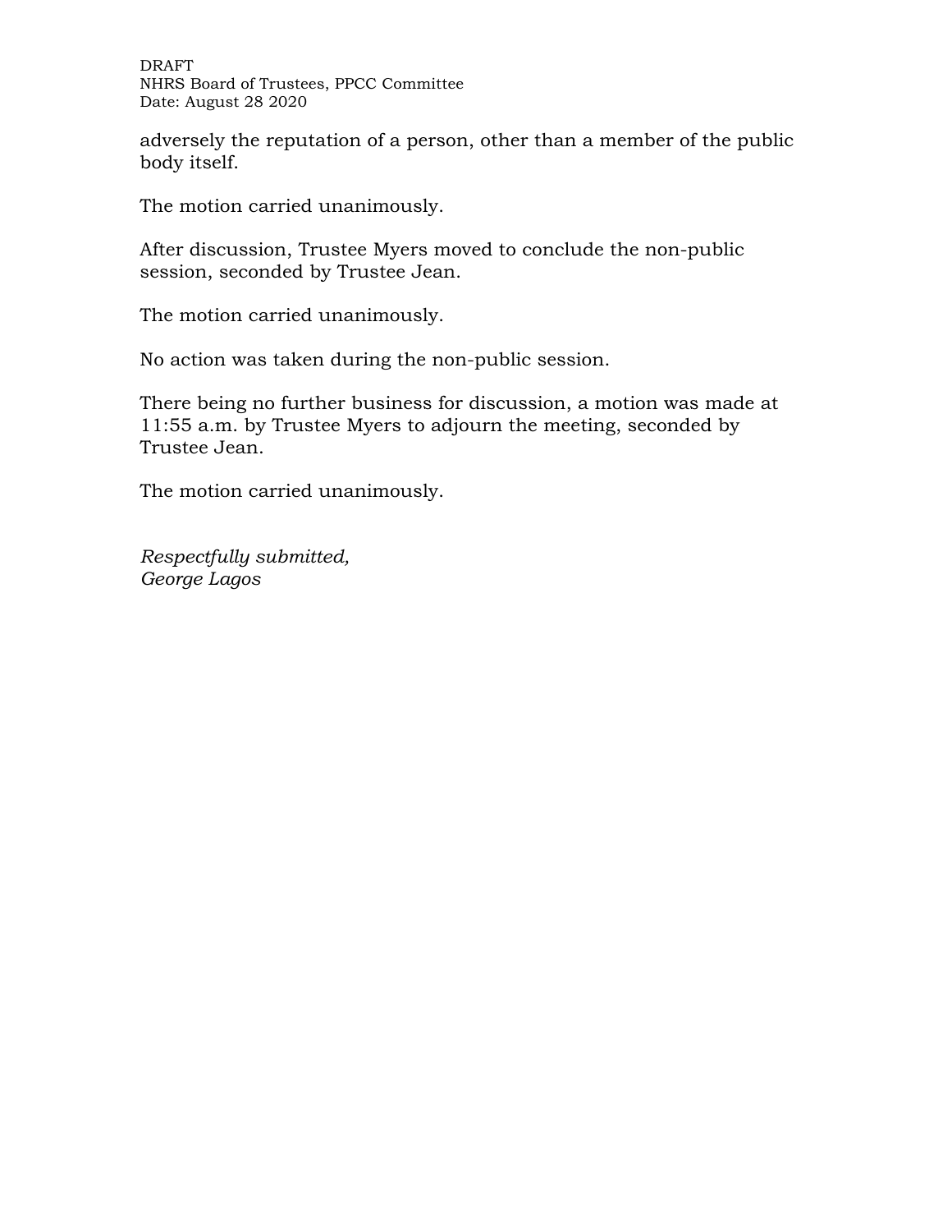adversely the reputation of a person, other than a member of the public body itself.

The motion carried unanimously.

After discussion, Trustee Myers moved to conclude the non-public session, seconded by Trustee Jean.

The motion carried unanimously.

No action was taken during the non-public session.

There being no further business for discussion, a motion was made at 11:55 a.m. by Trustee Myers to adjourn the meeting, seconded by Trustee Jean.

The motion carried unanimously.

*Respectfully submitted,*
*George Lagos*